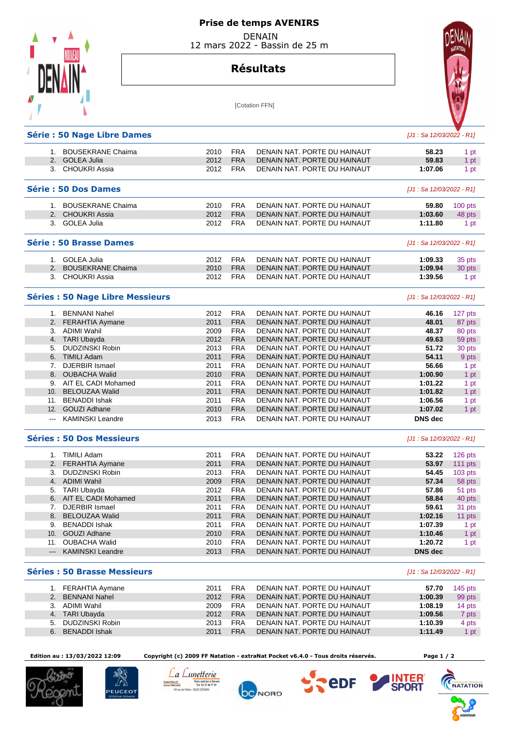# Prise de temps AVENIRS

DENAIN
12 mars 2022 - Bassin de 25 m

## Résultats

[Cotation FFN]

### Série : 50 Nage Libre Dames

*[J1 : Sa 12/03/2022 - R1]*

| | | | | | | |
|---|---|---|---|---|---|---|
| 1. | BOUSEKRANE Chaima | 2010 | FRA | DENAIN NAT. PORTE DU HAINAUT | **58.23** | 1 pt |
| 2. | GOLEA Julia | 2012 | FRA | DENAIN NAT. PORTE DU HAINAUT | **59.83** | 1 pt |
| 3. | CHOUKRI Assia | 2012 | FRA | DENAIN NAT. PORTE DU HAINAUT | **1:07.06** | 1 pt |

### Série : 50 Dos Dames

*[J1 : Sa 12/03/2022 - R1]*

| | | | | | | |
|---|---|---|---|---|---|---|
| 1. | BOUSEKRANE Chaima | 2010 | FRA | DENAIN NAT. PORTE DU HAINAUT | **59.80** | 100 pts |
| 2. | CHOUKRI Assia | 2012 | FRA | DENAIN NAT. PORTE DU HAINAUT | **1:03.60** | 48 pts |
| 3. | GOLEA Julia | 2012 | FRA | DENAIN NAT. PORTE DU HAINAUT | **1:11.80** | 1 pt |

### Série : 50 Brasse Dames

*[J1 : Sa 12/03/2022 - R1]*

| | | | | | | |
|---|---|---|---|---|---|---|
| 1. | GOLEA Julia | 2012 | FRA | DENAIN NAT. PORTE DU HAINAUT | **1:09.33** | 35 pts |
| 2. | BOUSEKRANE Chaima | 2010 | FRA | DENAIN NAT. PORTE DU HAINAUT | **1:09.94** | 30 pts |
| 3. | CHOUKRI Assia | 2012 | FRA | DENAIN NAT. PORTE DU HAINAUT | **1:39.56** | 1 pt |

### Séries : 50 Nage Libre Messieurs

*[J1 : Sa 12/03/2022 - R1]*

| | | | | | | |
|---|---|---|---|---|---|---|
| 1. | BENNANI Nahel | 2012 | FRA | DENAIN NAT. PORTE DU HAINAUT | **46.16** | 127 pts |
| 2. | FERAHTIA Aymane | 2011 | FRA | DENAIN NAT. PORTE DU HAINAUT | **48.01** | 87 pts |
| 3. | ADIMI Wahil | 2009 | FRA | DENAIN NAT. PORTE DU HAINAUT | **48.37** | 80 pts |
| 4. | TARI Ubayda | 2012 | FRA | DENAIN NAT. PORTE DU HAINAUT | **49.63** | 59 pts |
| 5. | DUDZINSKI Robin | 2013 | FRA | DENAIN NAT. PORTE DU HAINAUT | **51.72** | 30 pts |
| 6. | TIMILI Adam | 2011 | FRA | DENAIN NAT. PORTE DU HAINAUT | **54.11** | 9 pts |
| 7. | DJERBIR Ismael | 2011 | FRA | DENAIN NAT. PORTE DU HAINAUT | **56.66** | 1 pt |
| 8. | OUBACHA Walid | 2010 | FRA | DENAIN NAT. PORTE DU HAINAUT | **1:00.90** | 1 pt |
| 9. | AIT EL CADI Mohamed | 2011 | FRA | DENAIN NAT. PORTE DU HAINAUT | **1:01.22** | 1 pt |
| 10. | BELOUZAA Walid | 2011 | FRA | DENAIN NAT. PORTE DU HAINAUT | **1:01.82** | 1 pt |
| 11. | BENADDI Ishak | 2011 | FRA | DENAIN NAT. PORTE DU HAINAUT | **1:06.56** | 1 pt |
| 12. | GOUZI Adhane | 2010 | FRA | DENAIN NAT. PORTE DU HAINAUT | **1:07.02** | 1 pt |
| --- | KAMINSKI Leandre | 2013 | FRA | DENAIN NAT. PORTE DU HAINAUT | **DNS dec** | |

### Séries : 50 Dos Messieurs

*[J1 : Sa 12/03/2022 - R1]*

| | | | | | | |
|---|---|---|---|---|---|---|
| 1. | TIMILI Adam | 2011 | FRA | DENAIN NAT. PORTE DU HAINAUT | **53.22** | 126 pts |
| 2. | FERAHTIA Aymane | 2011 | FRA | DENAIN NAT. PORTE DU HAINAUT | **53.97** | 111 pts |
| 3. | DUDZINSKI Robin | 2013 | FRA | DENAIN NAT. PORTE DU HAINAUT | **54.45** | 103 pts |
| 4. | ADIMI Wahil | 2009 | FRA | DENAIN NAT. PORTE DU HAINAUT | **57.34** | 58 pts |
| 5. | TARI Ubayda | 2012 | FRA | DENAIN NAT. PORTE DU HAINAUT | **57.86** | 51 pts |
| 6. | AIT EL CADI Mohamed | 2011 | FRA | DENAIN NAT. PORTE DU HAINAUT | **58.84** | 40 pts |
| 7. | DJERBIR Ismael | 2011 | FRA | DENAIN NAT. PORTE DU HAINAUT | **59.61** | 31 pts |
| 8. | BELOUZAA Walid | 2011 | FRA | DENAIN NAT. PORTE DU HAINAUT | **1:02.16** | 11 pts |
| 9. | BENADDI Ishak | 2011 | FRA | DENAIN NAT. PORTE DU HAINAUT | **1:07.39** | 1 pt |
| 10. | GOUZI Adhane | 2010 | FRA | DENAIN NAT. PORTE DU HAINAUT | **1:10.46** | 1 pt |
| 11. | OUBACHA Walid | 2010 | FRA | DENAIN NAT. PORTE DU HAINAUT | **1:20.72** | 1 pt |
| --- | KAMINSKI Leandre | 2013 | FRA | DENAIN NAT. PORTE DU HAINAUT | **DNS dec** | |

### Séries : 50 Brasse Messieurs

*[J1 : Sa 12/03/2022 - R1]*

| | | | | | | |
|---|---|---|---|---|---|---|
| 1. | FERAHTIA Aymane | 2011 | FRA | DENAIN NAT. PORTE DU HAINAUT | **57.70** | 145 pts |
| 2. | BENNANI Nahel | 2012 | FRA | DENAIN NAT. PORTE DU HAINAUT | **1:00.39** | 99 pts |
| 3. | ADIMI Wahil | 2009 | FRA | DENAIN NAT. PORTE DU HAINAUT | **1:08.19** | 14 pts |
| 4. | TARI Ubayda | 2012 | FRA | DENAIN NAT. PORTE DU HAINAUT | **1:09.56** | 7 pts |
| 5. | DUDZINSKI Robin | 2013 | FRA | DENAIN NAT. PORTE DU HAINAUT | **1:10.39** | 4 pts |
| 6. | BENADDI Ishak | 2011 | FRA | DENAIN NAT. PORTE DU HAINAUT | **1:11.49** | 1 pt |

**Edition au : 13/03/2022 12:09** **Copyright (c) 2009 FF Natation - extraNat Pocket v6.4.0 - Tous droits réservés.**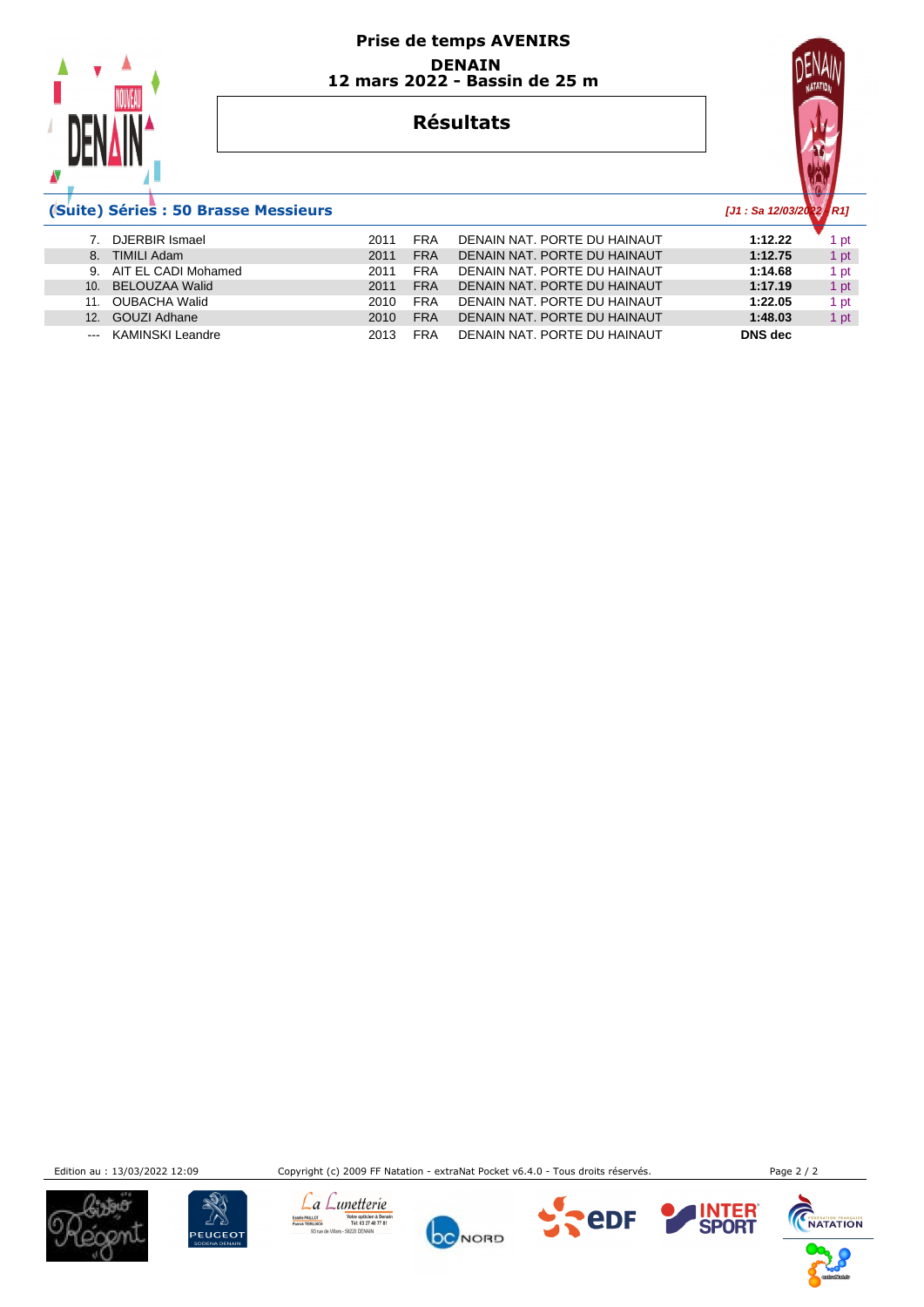# Prise de temps AVENIRS

**DENAIN**
**12 mars 2022 - Bassin de 25 m**

## Résultats

### (Suite) Séries : 50 Brasse Messieurs

*[J1 : Sa 12/03/2022 - R1]*

| | | | | | | |
|---|---|---|---|---|---|---|
| 7. | DJERBIR Ismael | 2011 | FRA | DENAIN NAT. PORTE DU HAINAUT | **1:12.22** | 1 pt |
| 8. | TIMILI Adam | 2011 | FRA | DENAIN NAT. PORTE DU HAINAUT | **1:12.75** | 1 pt |
| 9. | AIT EL CADI Mohamed | 2011 | FRA | DENAIN NAT. PORTE DU HAINAUT | **1:14.68** | 1 pt |
| 10. | BELOUZAA Walid | 2011 | FRA | DENAIN NAT. PORTE DU HAINAUT | **1:17.19** | 1 pt |
| 11. | OUBACHA Walid | 2010 | FRA | DENAIN NAT. PORTE DU HAINAUT | **1:22.05** | 1 pt |
| 12. | GOUZI Adhane | 2010 | FRA | DENAIN NAT. PORTE DU HAINAUT | **1:48.03** | 1 pt |
| --- | KAMINSKI Leandre | 2013 | FRA | DENAIN NAT. PORTE DU HAINAUT | **DNS dec** | |

Edition au : 13/03/2022 12:09 — Copyright (c) 2009 FF Natation - extraNat Pocket v6.4.0 - Tous droits réservés.